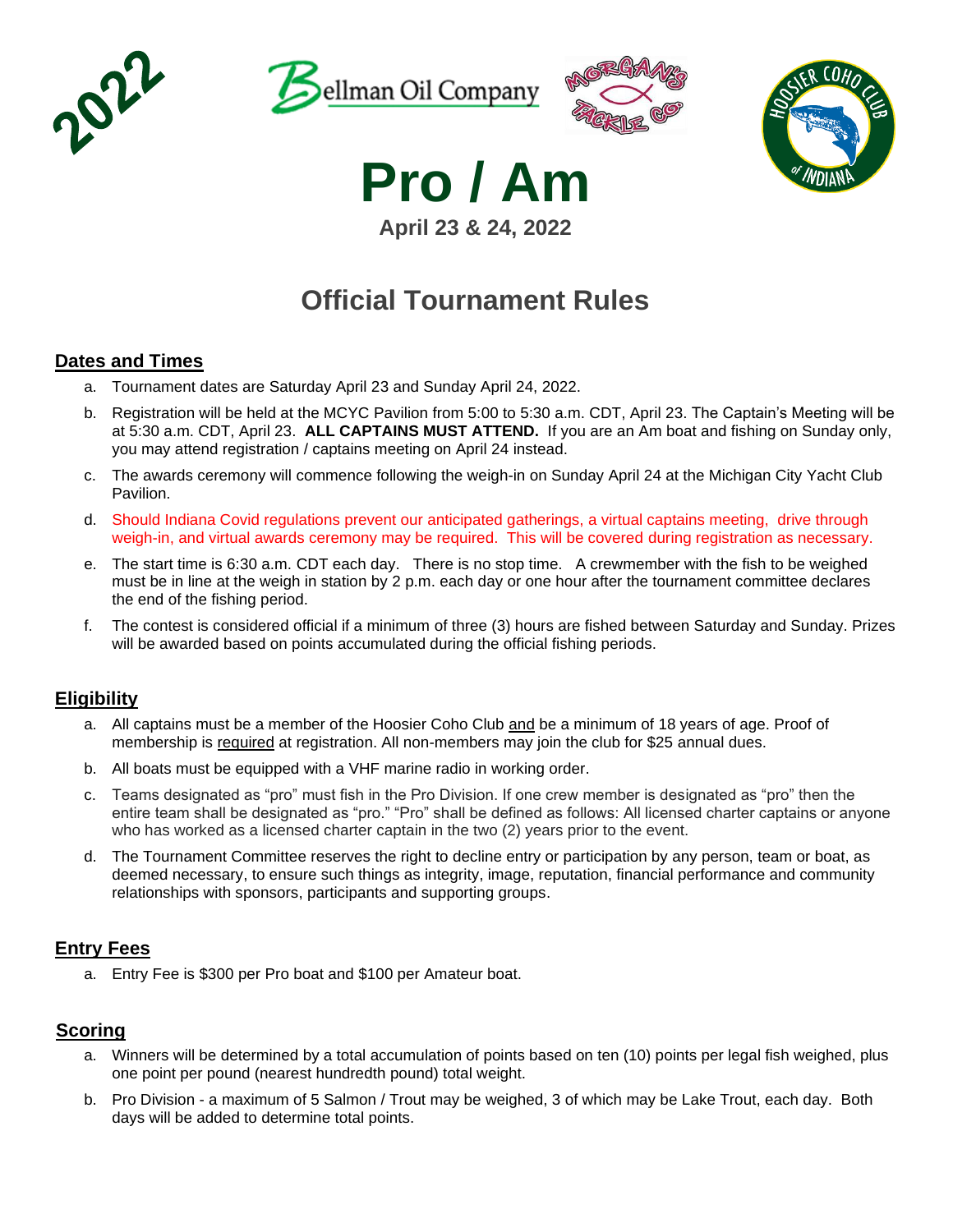2022

Bellman Oil Company

Morgan's Tackle Co

Hoosier Coho Club of Indiana

# Pro / Am

**April 23 & 24, 2022**

# Official Tournament Rules

## Dates and Times

a. Tournament dates are Saturday April 23 and Sunday April 24, 2022.

b. Registration will be held at the MCYC Pavilion from 5:00 to 5:30 a.m. CDT, April 23. The Captain's Meeting will be at 5:30 a.m. CDT, April 23. **ALL CAPTAINS MUST ATTEND.** If you are an Am boat and fishing on Sunday only, you may attend registration / captains meeting on April 24 instead.

c. The awards ceremony will commence following the weigh-in on Sunday April 24 at the Michigan City Yacht Club Pavilion.

d. Should Indiana Covid regulations prevent our anticipated gatherings, a virtual captains meeting, drive through weigh-in, and virtual awards ceremony may be required. This will be covered during registration as necessary.

e. The start time is 6:30 a.m. CDT each day. There is no stop time. A crewmember with the fish to be weighed must be in line at the weigh in station by 2 p.m. each day or one hour after the tournament committee declares the end of the fishing period.

f. The contest is considered official if a minimum of three (3) hours are fished between Saturday and Sunday. Prizes will be awarded based on points accumulated during the official fishing periods.

## Eligibility

a. All captains must be a member of the Hoosier Coho Club and be a minimum of 18 years of age. Proof of membership is required at registration. All non-members may join the club for $25 annual dues.

b. All boats must be equipped with a VHF marine radio in working order.

c. Teams designated as "pro" must fish in the Pro Division. If one crew member is designated as "pro" then the entire team shall be designated as "pro." "Pro" shall be defined as follows: All licensed charter captains or anyone who has worked as a licensed charter captain in the two (2) years prior to the event.

d. The Tournament Committee reserves the right to decline entry or participation by any person, team or boat, as deemed necessary, to ensure such things as integrity, image, reputation, financial performance and community relationships with sponsors, participants and supporting groups.

## Entry Fees

a. Entry Fee is $300 per Pro boat and $100 per Amateur boat.

## Scoring

a. Winners will be determined by a total accumulation of points based on ten (10) points per legal fish weighed, plus one point per pound (nearest hundredth pound) total weight.

b. Pro Division - a maximum of 5 Salmon / Trout may be weighed, 3 of which may be Lake Trout, each day. Both days will be added to determine total points.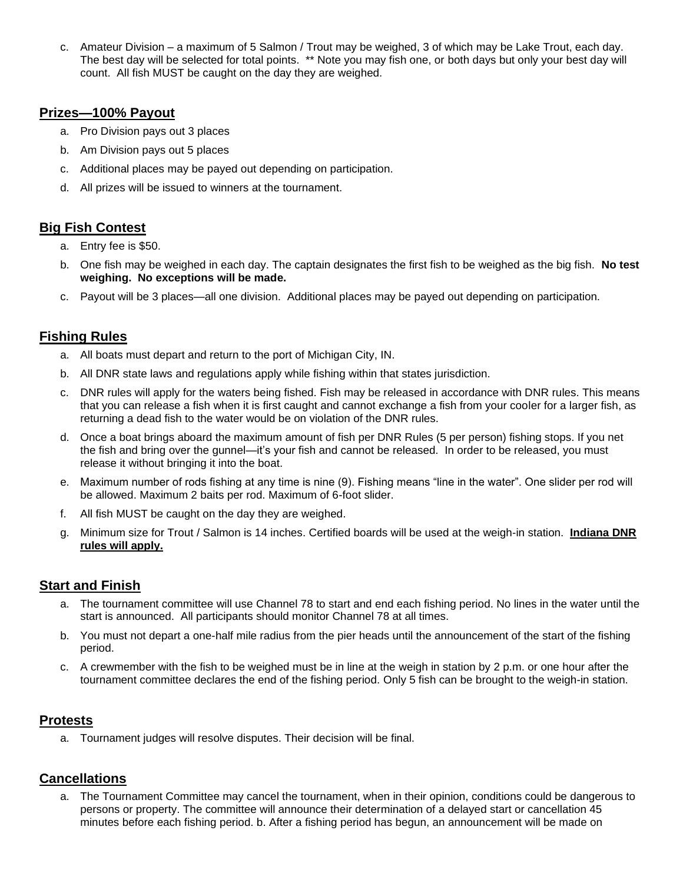c. Amateur Division – a maximum of 5 Salmon / Trout may be weighed, 3 of which may be Lake Trout, each day. The best day will be selected for total points. ** Note you may fish one, or both days but only your best day will count. All fish MUST be caught on the day they are weighed.

## Prizes—100% Payout

a. Pro Division pays out 3 places
b. Am Division pays out 5 places
c. Additional places may be payed out depending on participation.
d. All prizes will be issued to winners at the tournament.

## Big Fish Contest

a. Entry fee is $50.
b. One fish may be weighed in each day. The captain designates the first fish to be weighed as the big fish. **No test weighing. No exceptions will be made.**
c. Payout will be 3 places—all one division. Additional places may be payed out depending on participation.

## Fishing Rules

a. All boats must depart and return to the port of Michigan City, IN.
b. All DNR state laws and regulations apply while fishing within that states jurisdiction.
c. DNR rules will apply for the waters being fished. Fish may be released in accordance with DNR rules. This means that you can release a fish when it is first caught and cannot exchange a fish from your cooler for a larger fish, as returning a dead fish to the water would be on violation of the DNR rules.
d. Once a boat brings aboard the maximum amount of fish per DNR Rules (5 per person) fishing stops. If you net the fish and bring over the gunnel—it's your fish and cannot be released. In order to be released, you must release it without bringing it into the boat.
e. Maximum number of rods fishing at any time is nine (9). Fishing means "line in the water". One slider per rod will be allowed. Maximum 2 baits per rod. Maximum of 6-foot slider.
f. All fish MUST be caught on the day they are weighed.
g. Minimum size for Trout / Salmon is 14 inches. Certified boards will be used at the weigh-in station. **Indiana DNR rules will apply.**

## Start and Finish

a. The tournament committee will use Channel 78 to start and end each fishing period. No lines in the water until the start is announced. All participants should monitor Channel 78 at all times.
b. You must not depart a one-half mile radius from the pier heads until the announcement of the start of the fishing period.
c. A crewmember with the fish to be weighed must be in line at the weigh in station by 2 p.m. or one hour after the tournament committee declares the end of the fishing period. Only 5 fish can be brought to the weigh-in station.

## Protests

a. Tournament judges will resolve disputes. Their decision will be final.

## Cancellations

a. The Tournament Committee may cancel the tournament, when in their opinion, conditions could be dangerous to persons or property. The committee will announce their determination of a delayed start or cancellation 45 minutes before each fishing period. b. After a fishing period has begun, an announcement will be made on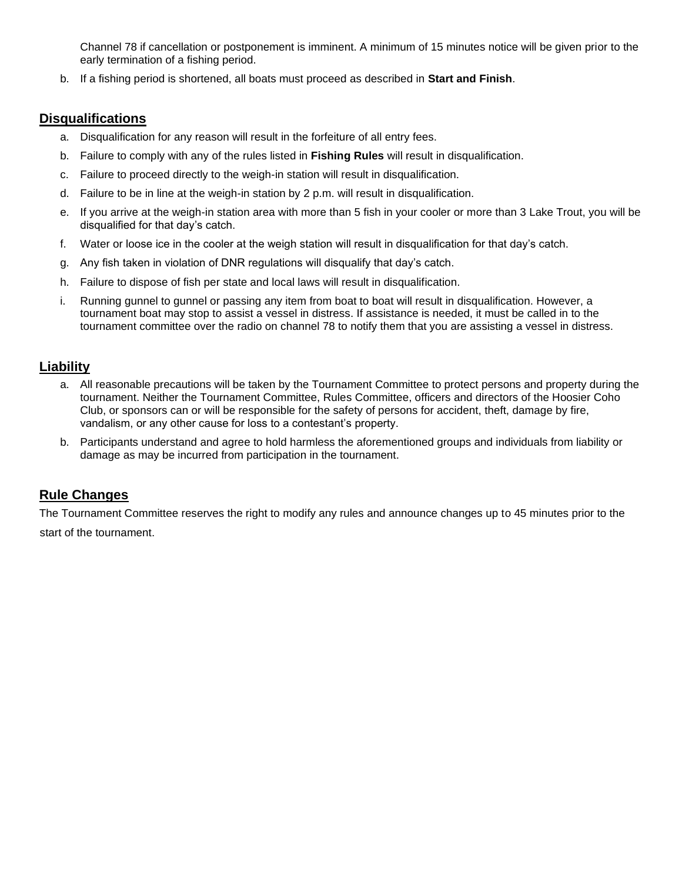Channel 78 if cancellation or postponement is imminent. A minimum of 15 minutes notice will be given prior to the early termination of a fishing period.

b. If a fishing period is shortened, all boats must proceed as described in **Start and Finish**.

## Disqualifications

a. Disqualification for any reason will result in the forfeiture of all entry fees.
b. Failure to comply with any of the rules listed in **Fishing Rules** will result in disqualification.
c. Failure to proceed directly to the weigh-in station will result in disqualification.
d. Failure to be in line at the weigh-in station by 2 p.m. will result in disqualification.
e. If you arrive at the weigh-in station area with more than 5 fish in your cooler or more than 3 Lake Trout, you will be disqualified for that day's catch.
f. Water or loose ice in the cooler at the weigh station will result in disqualification for that day's catch.
g. Any fish taken in violation of DNR regulations will disqualify that day's catch.
h. Failure to dispose of fish per state and local laws will result in disqualification.
i. Running gunnel to gunnel or passing any item from boat to boat will result in disqualification. However, a tournament boat may stop to assist a vessel in distress. If assistance is needed, it must be called in to the tournament committee over the radio on channel 78 to notify them that you are assisting a vessel in distress.

## Liability

a. All reasonable precautions will be taken by the Tournament Committee to protect persons and property during the tournament. Neither the Tournament Committee, Rules Committee, officers and directors of the Hoosier Coho Club, or sponsors can or will be responsible for the safety of persons for accident, theft, damage by fire, vandalism, or any other cause for loss to a contestant's property.
b. Participants understand and agree to hold harmless the aforementioned groups and individuals from liability or damage as may be incurred from participation in the tournament.

## Rule Changes

The Tournament Committee reserves the right to modify any rules and announce changes up to 45 minutes prior to the start of the tournament.